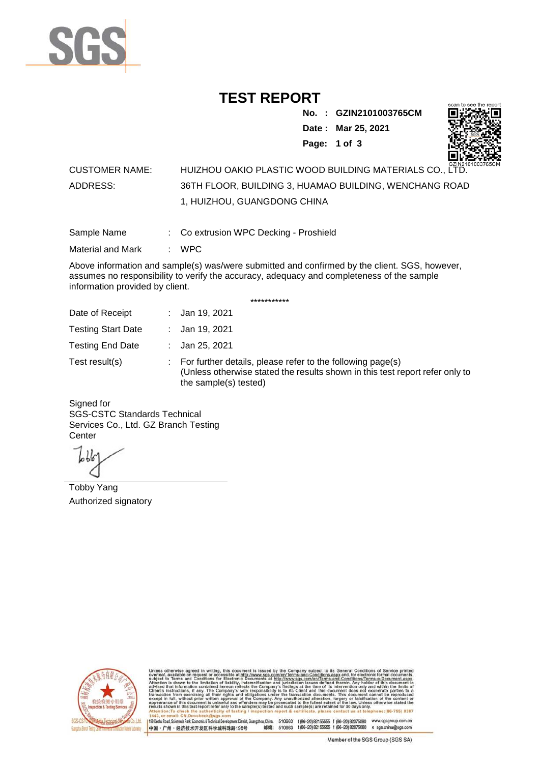# TEST REPORT

**No. : GZIN2101003765CM**

**Date : Mar 25, 2021**

scan to see the report

GZIN2101003765CM

CUSTOMER NAME: HUIZHOU OAKIO PLASTIC WOOD BUILDING MATERIALS CO., LTD.

ADDRESS: 36TH FLOOR, BUILDING 3, HUAMAO BUILDING, WENCHANG ROAD 1, HUIZHOU, GUANGDONG CHINA

| | | |
|---|---|---|
| Sample Name | : | Co extrusion WPC Decking - Proshield |
| Material and Mark | : | WPC |

Above information and sample(s) was/were submitted and confirmed by the client. SGS, however, assumes no responsibility to verify the accuracy, adequacy and completeness of the sample information provided by client.

***********

| | | |
|---|---|---|
| Date of Receipt | : | Jan 19, 2021 |
| Testing Start Date | : | Jan 19, 2021 |
| Testing End Date | : | Jan 25, 2021 |
| Test result(s) | : | For further details, please refer to the following page(s) (Unless otherwise stated the results shown in this test report refer only to the sample(s) tested) |

Signed for
SGS-CSTC Standards Technical Services Co., Ltd. GZ Branch Testing Center

Tobby Yang
Authorized signatory

Unless otherwise agreed in writing, this document is issued by the Company subject to its General Conditions of Service printed overleaf, available on request or accessible at http://www.sgs.com/en/Terms-and-Conditions.aspx and, for electronic format documents, subject to Terms and Conditions for Electronic Documents at http://www.sgs.com/en/Terms-and-Conditions/Terms-e-Document.aspx. Attention is drawn to the limitation of liability, indemnification and jurisdiction issues defined therein. Any holder of this document is advised that information contained hereon reflects the Company's findings at the time of its intervention only and within the limits of Client's instructions, if any. The Company's sole responsibility is to its Client and this document does not exonerate parties to a transaction from exercising all their rights and obligations under the transaction documents. This document cannot be reproduced except in full, without prior written approval of the Company. Any unauthorized alteration, forgery or falsification of the content or appearance of this document is unlawful and offenders may be prosecuted to the fullest extent of the law. Unless otherwise stated the results shown in this test report refer only to the sample(s) tested and such sample(s) are retained for 30 days only.
Attention:To check the authenticity of testing / inspection report & certificate, please contact us at telephone:(86-755) 8307 1443, or email: CN.Doccheck@sgs.com

198 Kezhu Road, Scientech Park, Economic & Technical Development District, Guangzhou, China. 510663 t (86-20) 82155555 f (86-20) 82075080 www.sgsgroup.com.cn
中国・广州・经济技术开发区科学城科珠路198号 邮编: 510663 t (86-20) 82155555 f (86-20) 82075080 e sgs.china@sgs.com

Member of the SGS Group (SGS SA)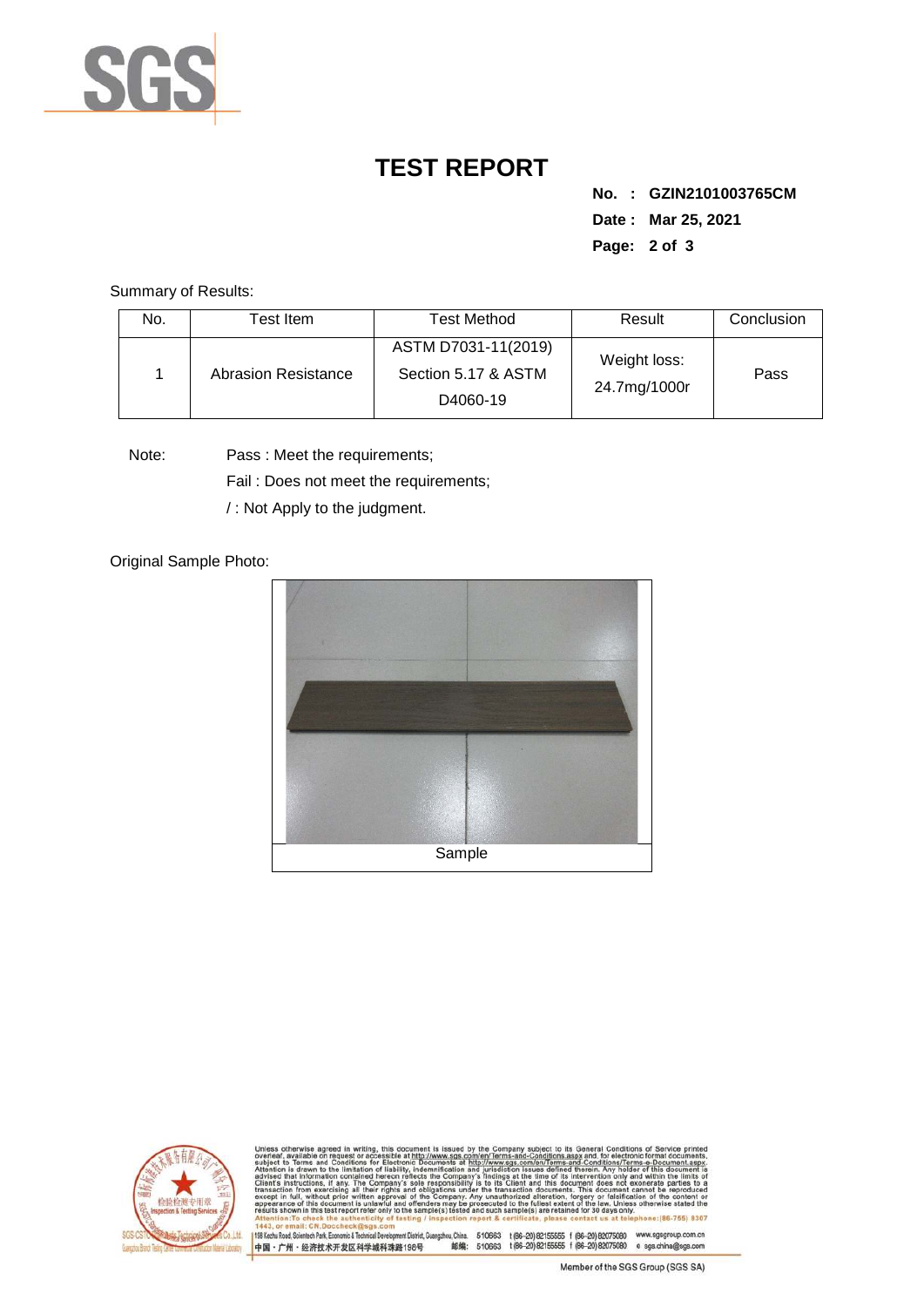# TEST REPORT

**No. : GZIN2101003765CM**

**Date : Mar 25, 2021**

Summary of Results:

| No. | Test Item | Test Method | Result | Conclusion |
|---|---|---|---|---|
| 1 | Abrasion Resistance | ASTM D7031-11(2019) Section 5.17 & ASTM D4060-19 | Weight loss: 24.7mg/1000r | Pass |

Note: Pass : Meet the requirements;

Fail : Does not meet the requirements;

/ : Not Apply to the judgment.

Original Sample Photo:

Sample

Unless otherwise agreed in writing, this document is issued by the Company subject to its General Conditions of Service printed overleaf, available on request or accessible at http://www.sgs.com/en/Terms-and-Conditions.aspx and, for electronic format documents, subject to Terms and Conditions for Electronic Documents at http://www.sgs.com/en/Terms-and-Conditions/Terms-e-Document.aspx. Attention is drawn to the limitation of liability, indemnification and jurisdiction issues defined therein. Any holder of this document is advised that information contained hereon reflects the Company's findings at the time of its intervention only and within the limits of Client's instructions, if any. The Company's sole responsibility is to its Client and this document does not exonerate parties to a transaction from exercising all their rights and obligations under the transaction documents. This document cannot be reproduced except in full, without prior written approval of the Company. Any unauthorized alteration, forgery or falsification of the content or appearance of this document is unlawful and offenders may be prosecuted to the fullest extent of the law. Unless otherwise stated the results shown in this test report refer only to the sample(s) tested and such sample(s) are retained for 30 days only.

Attention:To check the authenticity of testing / inspection report & certificate, please contact us at telephone:(86-755) 8307 1443, or email: CN.Doccheck@sgs.com

198 Kezhu Road, Scientech Park, Economic & Technical Development District, Guangzhou, China. 510663 t (86-20) 82155555 f (86-20) 82075080 www.sgsgroup.com.cn

中国・广州・经济技术开发区科学城科珠路198号 邮编: 510663 t (86-20) 82155555 f (86-20) 82075080 e sgs.china@sgs.com

Member of the SGS Group (SGS SA)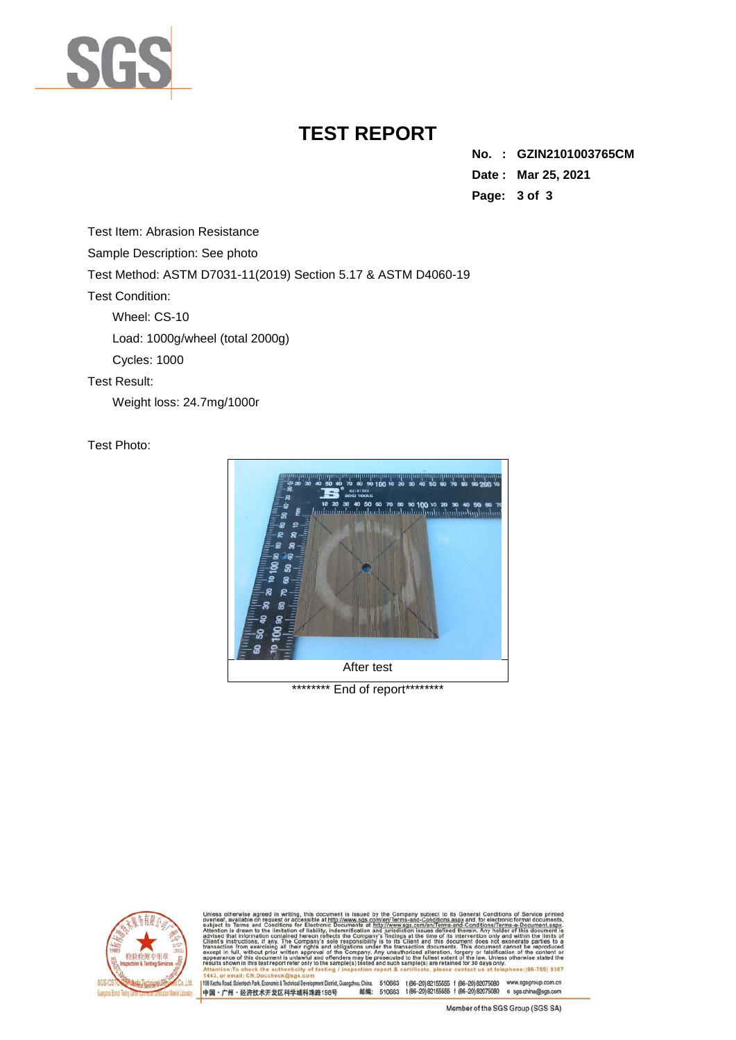# TEST REPORT

**No. : GZIN2101003765CM**

**Date : Mar 25, 2021**

Test Item: Abrasion Resistance

Sample Description: See photo

Test Method: ASTM D7031-11(2019) Section 5.17 & ASTM D4060-19

Test Condition:

- Wheel: CS-10
- Load: 1000g/wheel (total 2000g)
- Cycles: 1000

Test Result:

- Weight loss: 24.7mg/1000r

Test Photo:

After test

\*\*\*\*\*\*\*\* End of report\*\*\*\*\*\*\*\*

Unless otherwise agreed in writing, this document is issued by the Company subject to its General Conditions of Service printed overleaf, available on request or accessible at http://www.sgs.com/en/Terms-and-Conditions.aspx and, for electronic format documents, subject to Terms and Conditions for Electronic Documents at http://www.sgs.com/en/Terms-and-Conditions/Terms-e-Document.aspx. Attention is drawn to the limitation of liability, indemnification and jurisdiction issues defined therein. Any holder of this document is advised that information contained hereon reflects the Company's findings at the time of its intervention only and within the limits of Client's instructions, if any. The Company's sole responsibility is to its Client and this document does not exonerate parties to a transaction from exercising all their rights and obligations under the transaction documents. This document cannot be reproduced except in full, without prior written approval of the Company. Any unauthorized alteration, forgery or falsification of the content or appearance of this document is unlawful and offenders may be prosecuted to the fullest extent of the law. Unless otherwise stated the results shown in this test report refer only to the sample(s) tested and such sample(s) are retained for 30 days only.
Attention: To check the authenticity of testing / inspection report & certificate, please contact us at telephone: (86-755) 8307 1443, or email: CN.Doccheck@sgs.com

198 Kezhu Road, Scientech Park, Economic & Technical Development District, Guangzhou, China. 510663 t (86-20) 82155555 f (86-20) 82075080 www.sgsgroup.com.cn
中国・广州・经济技术开发区科学城科珠路198号 邮编: 510663 t (86-20) 82155555 f (86-20) 82075080 e sgs.china@sgs.com

Member of the SGS Group (SGS SA)